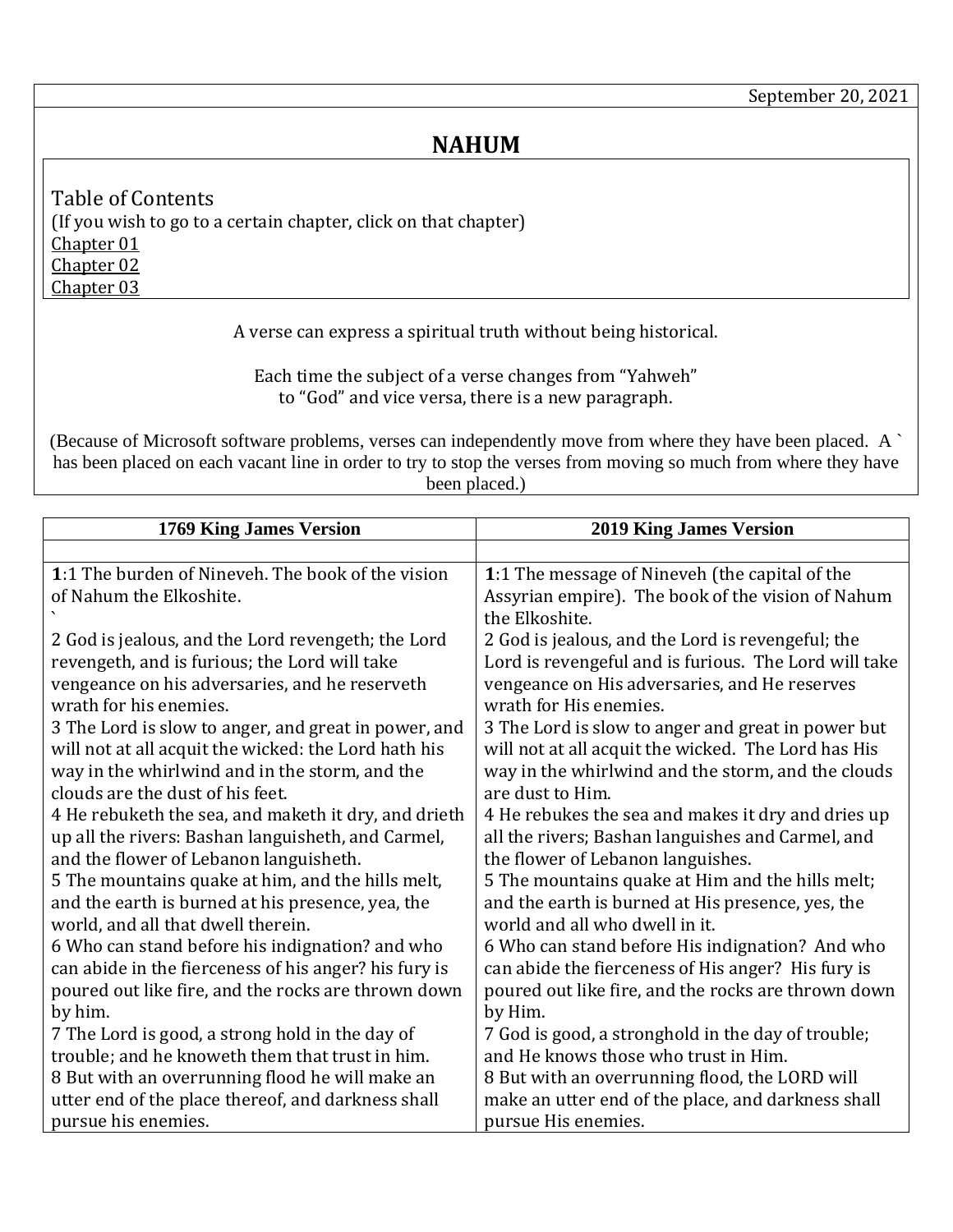September 20, 2021

# NAHUM

Table of Contents
(If you wish to go to a certain chapter, click on that chapter)
Chapter 01
Chapter 02
Chapter 03

A verse can express a spiritual truth without being historical.

Each time the subject of a verse changes from "Yahweh" to "God" and vice versa, there is a new paragraph.

(Because of Microsoft software problems, verses can independently move from where they have been placed. A ` has been placed on each vacant line in order to try to stop the verses from moving so much from where they have been placed.)

| 1769 King James Version | 2019 King James Version |
|---|---|
| | |
| **1**:1 The burden of Nineveh. The book of the vision of Nahum the Elkoshite.<br>`<br>2 God is jealous, and the Lord revengeth; the Lord revengeth, and is furious; the Lord will take vengeance on his adversaries, and he reserveth wrath for his enemies.<br>3 The Lord is slow to anger, and great in power, and will not at all acquit the wicked: the Lord hath his way in the whirlwind and in the storm, and the clouds are the dust of his feet.<br>4 He rebuketh the sea, and maketh it dry, and drieth up all the rivers: Bashan languisheth, and Carmel, and the flower of Lebanon languisheth.<br>5 The mountains quake at him, and the hills melt, and the earth is burned at his presence, yea, the world, and all that dwell therein.<br>6 Who can stand before his indignation? and who can abide in the fierceness of his anger? his fury is poured out like fire, and the rocks are thrown down by him.<br>7 The Lord is good, a strong hold in the day of trouble; and he knoweth them that trust in him.<br>8 But with an overrunning flood he will make an utter end of the place thereof, and darkness shall pursue his enemies. | **1**:1 The message of Nineveh (the capital of the Assyrian empire). The book of the vision of Nahum the Elkoshite.<br>2 God is jealous, and the Lord is revengeful; the Lord is revengeful and is furious. The Lord will take vengeance on His adversaries, and He reserves wrath for His enemies.<br>3 The Lord is slow to anger and great in power but will not at all acquit the wicked. The Lord has His way in the whirlwind and the storm, and the clouds are dust to Him.<br>4 He rebukes the sea and makes it dry and dries up all the rivers; Bashan languishes and Carmel, and the flower of Lebanon languishes.<br>5 The mountains quake at Him and the hills melt; and the earth is burned at His presence, yes, the world and all who dwell in it.<br>6 Who can stand before His indignation? And who can abide the fierceness of His anger? His fury is poured out like fire, and the rocks are thrown down by Him.<br>7 God is good, a stronghold in the day of trouble; and He knows those who trust in Him.<br>8 But with an overrunning flood, the LORD will make an utter end of the place, and darkness shall pursue His enemies. |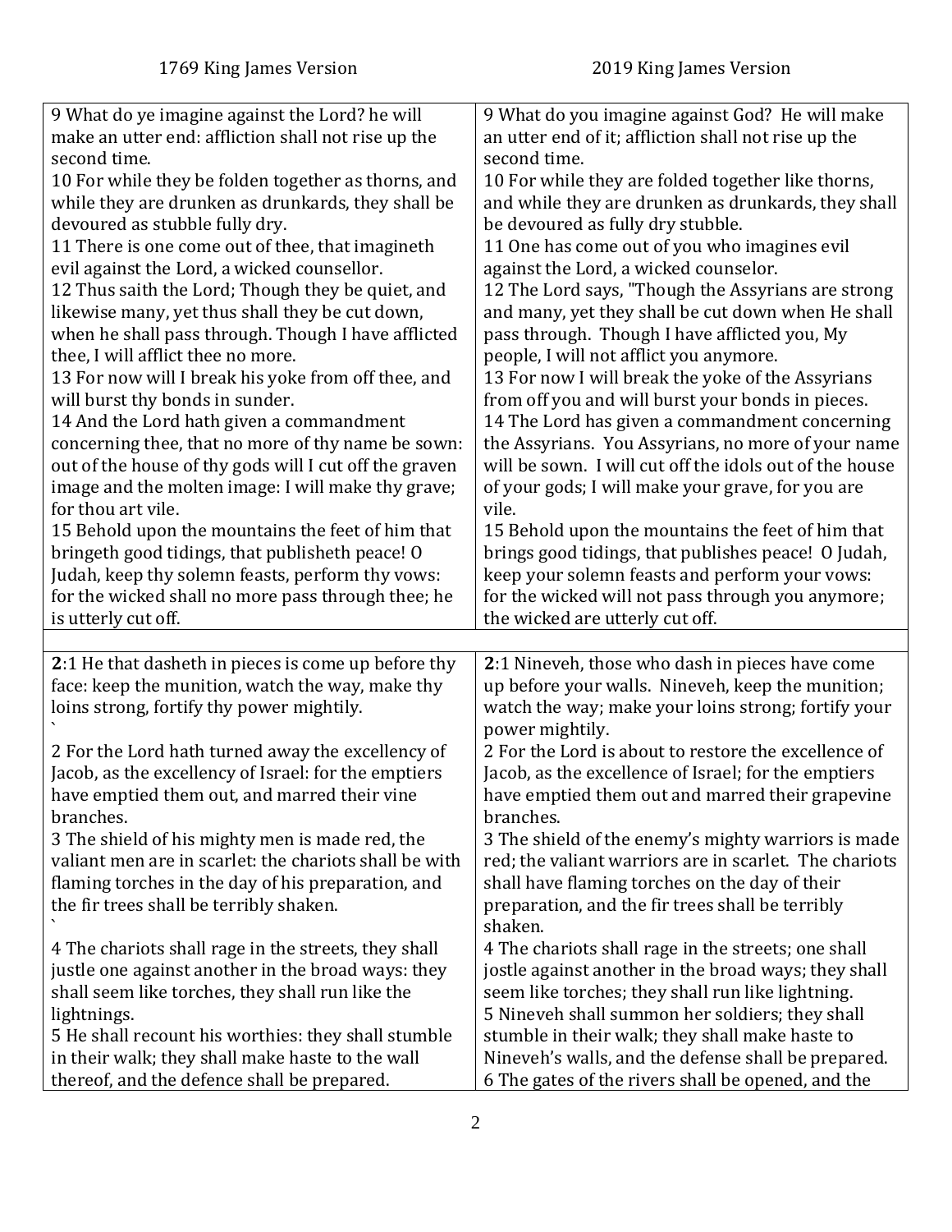| 1769 King James Version | 2019 King James Version |
|---|---|
| 9 What do ye imagine against the Lord? he will make an utter end: affliction shall not rise up the second time.<br>10 For while they be folden together as thorns, and while they are drunken as drunkards, they shall be devoured as stubble fully dry.<br>11 There is one come out of thee, that imagineth evil against the Lord, a wicked counsellor.<br>12 Thus saith the Lord; Though they be quiet, and likewise many, yet thus shall they be cut down, when he shall pass through. Though I have afflicted thee, I will afflict thee no more.<br>13 For now will I break his yoke from off thee, and will burst thy bonds in sunder.<br>14 And the Lord hath given a commandment concerning thee, that no more of thy name be sown: out of the house of thy gods will I cut off the graven image and the molten image: I will make thy grave; for thou art vile.<br>15 Behold upon the mountains the feet of him that bringeth good tidings, that publisheth peace! O Judah, keep thy solemn feasts, perform thy vows: for the wicked shall no more pass through thee; he is utterly cut off. | 9 What do you imagine against God? He will make an utter end of it; affliction shall not rise up the second time.<br>10 For while they are folded together like thorns, and while they are drunken as drunkards, they shall be devoured as fully dry stubble.<br>11 One has come out of you who imagines evil against the Lord, a wicked counselor.<br>12 The Lord says, "Though the Assyrians are strong and many, yet they shall be cut down when He shall pass through. Though I have afflicted you, My people, I will not afflict you anymore.<br>13 For now I will break the yoke of the Assyrians from off you and will burst your bonds in pieces.<br>14 The Lord has given a commandment concerning the Assyrians. You Assyrians, no more of your name will be sown. I will cut off the idols out of the house of your gods; I will make your grave, for you are vile.<br>15 Behold upon the mountains the feet of him that brings good tidings, that publishes peace! O Judah, keep your solemn feasts and perform your vows: for the wicked will not pass through you anymore; the wicked are utterly cut off. |
| | |
| **2**:1 He that dasheth in pieces is come up before thy face: keep the munition, watch the way, make thy loins strong, fortify thy power mightily.<br>2 For the Lord hath turned away the excellency of Jacob, as the excellency of Israel: for the emptiers have emptied them out, and marred their vine branches.<br>3 The shield of his mighty men is made red, the valiant men are in scarlet: the chariots shall be with flaming torches in the day of his preparation, and the fir trees shall be terribly shaken.<br>4 The chariots shall rage in the streets, they shall justle one against another in the broad ways: they shall seem like torches, they shall run like the lightnings.<br>5 He shall recount his worthies: they shall stumble in their walk; they shall make haste to the wall thereof, and the defence shall be prepared. | **2**:1 Nineveh, those who dash in pieces have come up before your walls. Nineveh, keep the munition; watch the way; make your loins strong; fortify your power mightily.<br>2 For the Lord is about to restore the excellence of Jacob, as the excellence of Israel; for the emptiers have emptied them out and marred their grapevine branches.<br>3 The shield of the enemy's mighty warriors is made red; the valiant warriors are in scarlet. The chariots shall have flaming torches on the day of their preparation, and the fir trees shall be terribly shaken.<br>4 The chariots shall rage in the streets; one shall jostle against another in the broad ways; they shall seem like torches; they shall run like lightning.<br>5 Nineveh shall summon her soldiers; they shall stumble in their walk; they shall make haste to Nineveh's walls, and the defense shall be prepared.<br>6 The gates of the rivers shall be opened, and the |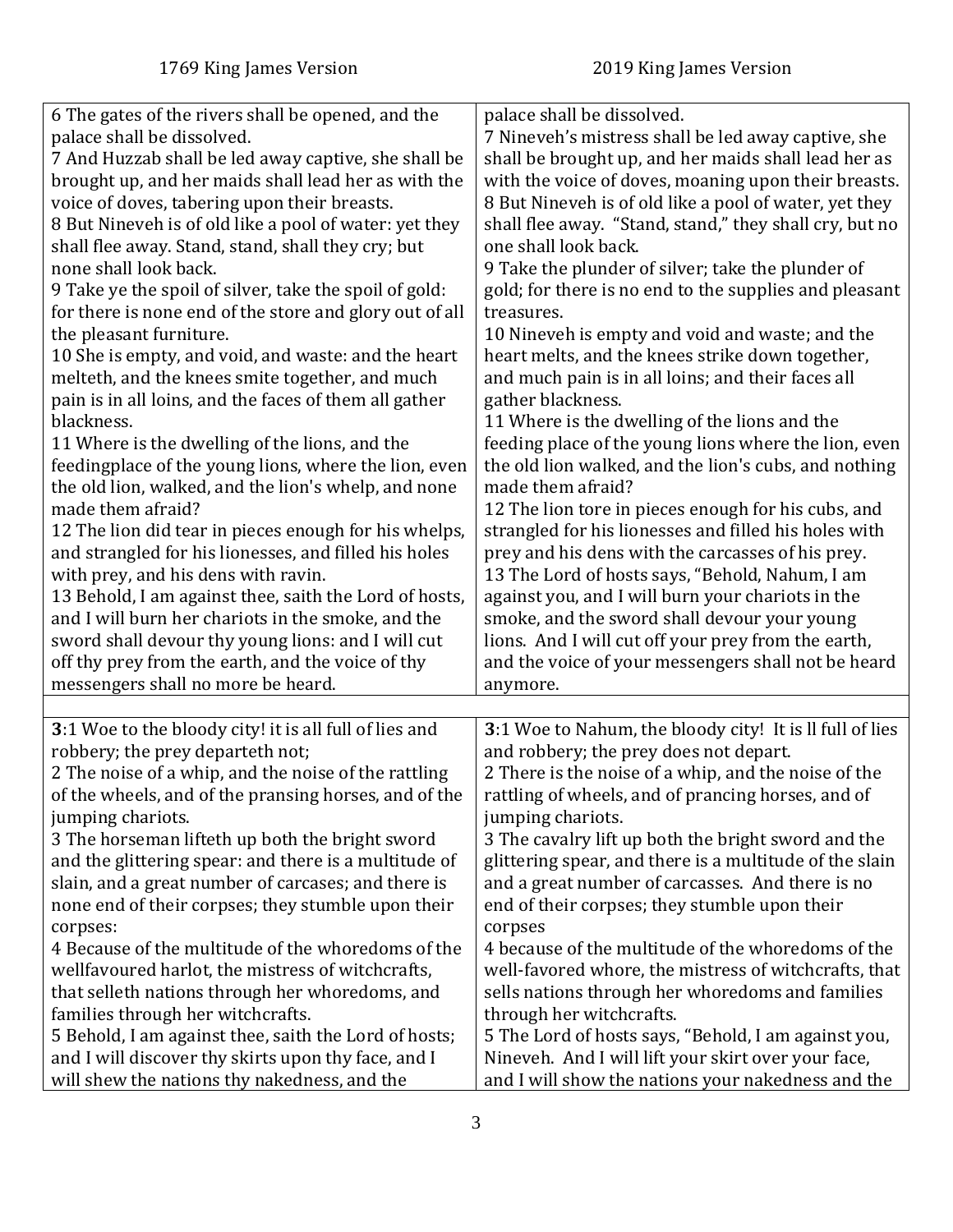| 1769 King James Version | 2019 King James Version |
| --- | --- |
| 6 The gates of the rivers shall be opened, and the palace shall be dissolved.<br>7 And Huzzab shall be led away captive, she shall be brought up, and her maids shall lead her as with the voice of doves, tabering upon their breasts.<br>8 But Nineveh is of old like a pool of water: yet they shall flee away. Stand, stand, shall they cry; but none shall look back.<br>9 Take ye the spoil of silver, take the spoil of gold: for there is none end of the store and glory out of all the pleasant furniture.<br>10 She is empty, and void, and waste: and the heart melteth, and the knees smite together, and much pain is in all loins, and the faces of them all gather blackness.<br>11 Where is the dwelling of the lions, and the feedingplace of the young lions, where the lion, even the old lion, walked, and the lion's whelp, and none made them afraid?<br>12 The lion did tear in pieces enough for his whelps, and strangled for his lionesses, and filled his holes with prey, and his dens with ravin.<br>13 Behold, I am against thee, saith the Lord of hosts, and I will burn her chariots in the smoke, and the sword shall devour thy young lions: and I will cut off thy prey from the earth, and the voice of thy messengers shall no more be heard. | palace shall be dissolved.<br>7 Nineveh's mistress shall be led away captive, she shall be brought up, and her maids shall lead her as with the voice of doves, moaning upon their breasts.<br>8 But Nineveh is of old like a pool of water, yet they shall flee away. "Stand, stand," they shall cry, but no one shall look back.<br>9 Take the plunder of silver; take the plunder of gold; for there is no end to the supplies and pleasant treasures.<br>10 Nineveh is empty and void and waste; and the heart melts, and the knees strike down together, and much pain is in all loins; and their faces all gather blackness.<br>11 Where is the dwelling of the lions and the feeding place of the young lions where the lion, even the old lion walked, and the lion's cubs, and nothing made them afraid?<br>12 The lion tore in pieces enough for his cubs, and strangled for his lionesses and filled his holes with prey and his dens with the carcasses of his prey.<br>13 The Lord of hosts says, "Behold, Nahum, I am against you, and I will burn your chariots in the smoke, and the sword shall devour your young lions. And I will cut off your prey from the earth, and the voice of your messengers shall not be heard anymore. |
| | |
| **3**:1 Woe to the bloody city! it is all full of lies and robbery; the prey departeth not;<br>2 The noise of a whip, and the noise of the rattling of the wheels, and of the pransing horses, and of the jumping chariots.<br>3 The horseman lifteth up both the bright sword and the glittering spear: and there is a multitude of slain, and a great number of carcases; and there is none end of their corpses; they stumble upon their corpses:<br>4 Because of the multitude of the whoredoms of the wellfavoured harlot, the mistress of witchcrafts, that selleth nations through her whoredoms, and families through her witchcrafts.<br>5 Behold, I am against thee, saith the Lord of hosts; and I will discover thy skirts upon thy face, and I will shew the nations thy nakedness, and the | **3**:1 Woe to Nahum, the bloody city! It is ll full of lies and robbery; the prey does not depart.<br>2 There is the noise of a whip, and the noise of the rattling of wheels, and of prancing horses, and of jumping chariots.<br>3 The cavalry lift up both the bright sword and the glittering spear, and there is a multitude of the slain and a great number of carcasses. And there is no end of their corpses; they stumble upon their corpses<br>4 because of the multitude of the whoredoms of the well-favored whore, the mistress of witchcrafts, that sells nations through her whoredoms and families through her witchcrafts.<br>5 The Lord of hosts says, "Behold, I am against you, Nineveh. And I will lift your skirt over your face, and I will show the nations your nakedness and the |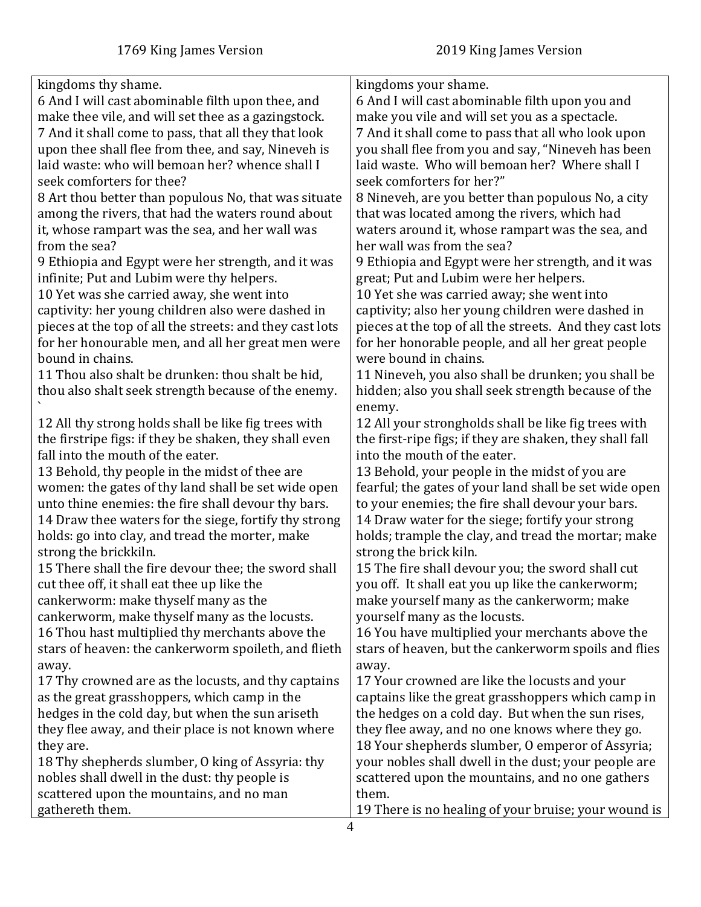| 1769 King James Version | 2019 King James Version |
| --- | --- |
| kingdoms thy shame. | kingdoms your shame. |
| 6 And I will cast abominable filth upon thee, and make thee vile, and will set thee as a gazingstock. | 6 And I will cast abominable filth upon you and make you vile and will set you as a spectacle. |
| 7 And it shall come to pass, that all they that look upon thee shall flee from thee, and say, Nineveh is laid waste: who will bemoan her? whence shall I seek comforters for thee? | 7 And it shall come to pass that all who look upon you shall flee from you and say, "Nineveh has been laid waste. Who will bemoan her? Where shall I seek comforters for her?" |
| 8 Art thou better than populous No, that was situate among the rivers, that had the waters round about it, whose rampart was the sea, and her wall was from the sea? | 8 Nineveh, are you better than populous No, a city that was located among the rivers, which had waters around it, whose rampart was the sea, and her wall was from the sea? |
| 9 Ethiopia and Egypt were her strength, and it was infinite; Put and Lubim were thy helpers. | 9 Ethiopia and Egypt were her strength, and it was great; Put and Lubim were her helpers. |
| 10 Yet was she carried away, she went into captivity: her young children also were dashed in pieces at the top of all the streets: and they cast lots for her honourable men, and all her great men were bound in chains. | 10 Yet she was carried away; she went into captivity; also her young children were dashed in pieces at the top of all the streets. And they cast lots for her honorable people, and all her great people were bound in chains. |
| 11 Thou also shalt be drunken: thou shalt be hid, thou also shalt seek strength because of the enemy. ` | 11 Nineveh, you also shall be drunken; you shall be hidden; also you shall seek strength because of the enemy. |
| 12 All thy strong holds shall be like fig trees with the firstripe figs: if they be shaken, they shall even fall into the mouth of the eater. | 12 All your strongholds shall be like fig trees with the first-ripe figs; if they are shaken, they shall fall into the mouth of the eater. |
| 13 Behold, thy people in the midst of thee are women: the gates of thy land shall be set wide open unto thine enemies: the fire shall devour thy bars. | 13 Behold, your people in the midst of you are fearful; the gates of your land shall be set wide open to your enemies; the fire shall devour your bars. |
| 14 Draw thee waters for the siege, fortify thy strong holds: go into clay, and tread the morter, make strong the brickkiln. | 14 Draw water for the siege; fortify your strong holds; trample the clay, and tread the mortar; make strong the brick kiln. |
| 15 There shall the fire devour thee; the sword shall cut thee off, it shall eat thee up like the cankerworm: make thyself many as the cankerworm, make thyself many as the locusts. | 15 The fire shall devour you; the sword shall cut you off. It shall eat you up like the cankerworm; make yourself many as the cankerworm; make yourself many as the locusts. |
| 16 Thou hast multiplied thy merchants above the stars of heaven: the cankerworm spoileth, and flieth away. | 16 You have multiplied your merchants above the stars of heaven, but the cankerworm spoils and flies away. |
| 17 Thy crowned are as the locusts, and thy captains as the great grasshoppers, which camp in the hedges in the cold day, but when the sun ariseth they flee away, and their place is not known where they are. | 17 Your crowned are like the locusts and your captains like the great grasshoppers which camp in the hedges on a cold day. But when the sun rises, they flee away, and no one knows where they go. |
| 18 Thy shepherds slumber, O king of Assyria: thy nobles shall dwell in the dust: thy people is scattered upon the mountains, and no man gathereth them. | 18 Your shepherds slumber, O emperor of Assyria; your nobles shall dwell in the dust; your people are scattered upon the mountains, and no one gathers them. |
| | 19 There is no healing of your bruise; your wound is |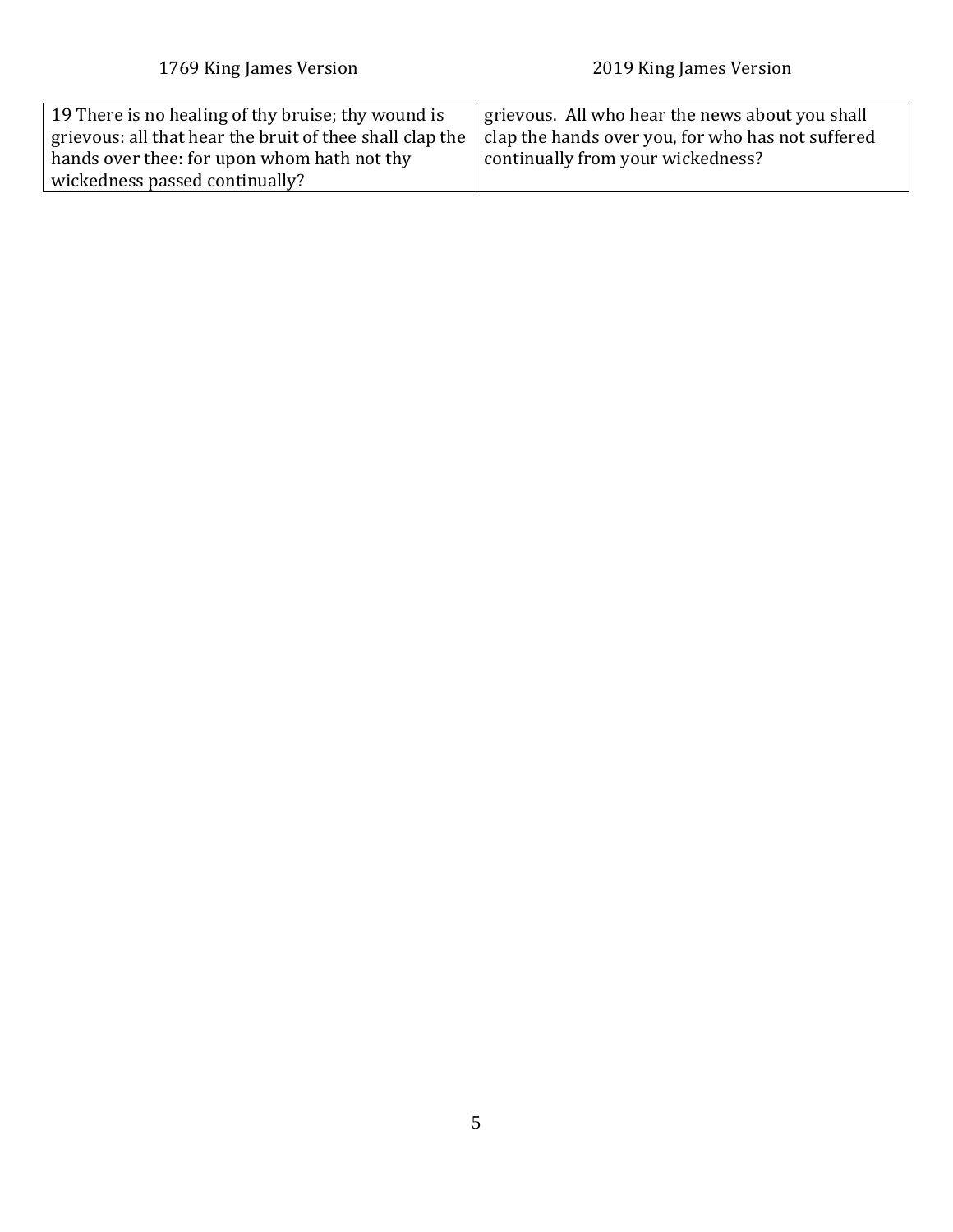| 1769 King James Version | 2019 King James Version |
| --- | --- |
| 19 There is no healing of thy bruise; thy wound is grievous: all that hear the bruit of thee shall clap the hands over thee: for upon whom hath not thy wickedness passed continually? | grievous. All who hear the news about you shall clap the hands over you, for who has not suffered continually from your wickedness? |